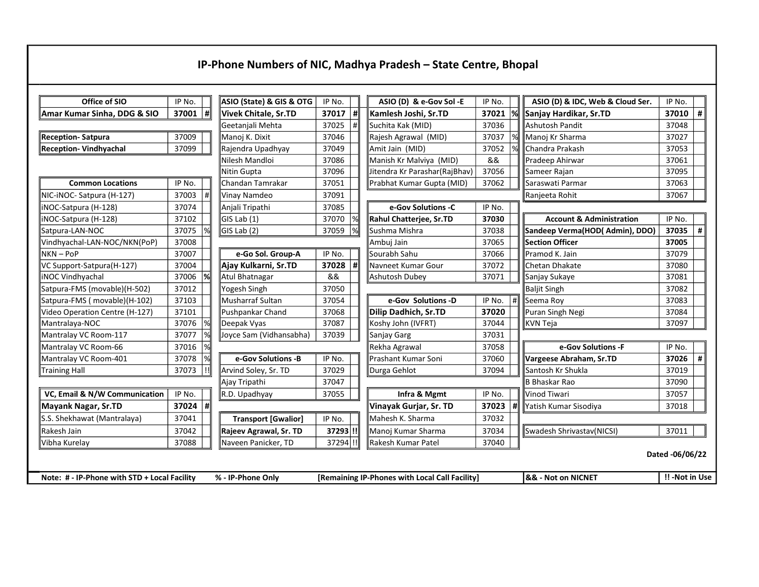# IP-Phone Numbers of NIC, Madhya Pradesh – State Centre, Bhopal

| Office of SIO | IP No. | |
|---|---|---|
| **Amar Kumar Sinha, DDG & SIO** | **37001** | # |

| | | |
|---|---|---|
| **Reception- Satpura** | 37009 | |
| **Reception- Vindhyachal** | 37099 | |

| Common Locations | IP No. | |
|---|---|---|
| NIC-iNOC- Satpura (H-127) | 37003 | # |
| iNOC-Satpura (H-128) | 37074 | |
| iNOC-Satpura (H-128) | 37102 | |
| Satpura-LAN-NOC | 37075 | % |
| Vindhyachal-LAN-NOC/NKN(PoP) | 37008 | |
| NKN – PoP | 37007 | |
| VC Support-Satpura(H-127) | 37004 | |
| iNOC Vindhyachal | 37006 | % |
| Satpura-FMS (movable)(H-502) | 37012 | |
| Satpura-FMS ( movable)(H-102) | 37103 | |
| Video Operation Centre (H-127) | 37101 | |
| Mantralaya-NOC | 37076 | % |
| Mantralay VC Room-117 | 37077 | % |
| Mantralay VC Room-66 | 37016 | % |
| Mantralay VC Room-401 | 37078 | % |
| Training Hall | 37073 | !! |

| VC, Email & N/W Communication | IP No. | |
|---|---|---|
| **Mayank Nagar, Sr.TD** | **37024** | # |
| S.S. Shekhawat (Mantralaya) | 37041 | |
| Rakesh Jain | 37042 | |
| Vibha Kurelay | 37088 | |

| ASIO (State) & GIS & OTG | IP No. | |
|---|---|---|
| **Vivek Chitale, Sr.TD** | **37017** | # |
| Geetanjali Mehta | 37025 | # |
| Manoj K. Dixit | 37046 | |
| Rajendra Upadhyay | 37049 | |
| Nilesh Mandloi | 37086 | |
| Nitin Gupta | 37096 | |
| Chandan Tamrakar | 37051 | |
| Vinay Namdeo | 37091 | |
| Anjali Tripathi | 37085 | |
| GIS Lab (1) | 37070 | % |
| GIS Lab (2) | 37059 | % |

| e-Go Sol. Group-A | IP No. | |
|---|---|---|
| **Ajay Kulkarni, Sr.TD** | **37028** | # |
| Atul Bhatnagar | && | |
| Yogesh Singh | 37050 | |
| Musharraf Sultan | 37054 | |
| Pushpankar Chand | 37068 | |
| Deepak Vyas | 37087 | |
| Joyce Sam (Vidhansabha) | 37039 | |

| e-Gov Solutions -B | IP No. | |
|---|---|---|
| Arvind Soley, Sr. TD | 37029 | |
| Ajay Tripathi | 37047 | |
| R.D. Upadhyay | 37055 | |

| Transport [Gwalior] | IP No. | |
|---|---|---|
| **Rajeev Agrawal, Sr. TD** | **37293** | !! |
| Naveen Panicker, TD | 37294 | !! |

| ASIO (D) & e-Gov Sol -E | IP No. | |
|---|---|---|
| **Kamlesh Joshi, Sr.TD** | **37021** | % |
| Suchita Kak (MID) | 37036 | |
| Rajesh Agrawal (MID) | 37037 | % |
| Amit Jain (MID) | 37052 | % |
| Manish Kr Malviya (MID) | && | |
| Jitendra Kr Parashar(RajBhav) | 37056 | |
| Prabhat Kumar Gupta (MID) | 37062 | |

| e-Gov Solutions -C | IP No. | |
|---|---|---|
| **Rahul Chatterjee, Sr.TD** | **37030** | |
| Sushma Mishra | 37038 | |
| Ambuj Jain | 37065 | |
| Sourabh Sahu | 37066 | |
| Navneet Kumar Gour | 37072 | |
| Ashutosh Dubey | 37071 | |

| e-Gov Solutions -D | IP No. | # |
|---|---|---|
| **Dilip Dadhich, Sr.TD** | **37020** | |
| Koshy John (IVFRT) | 37044 | |
| Sanjay Garg | 37031 | |
| Rekha Agrawal | 37058 | |
| Prashant Kumar Soni | 37060 | |
| Durga Gehlot | 37094 | |

| Infra & Mgmt | IP No. | |
|---|---|---|
| **Vinayak Gurjar, Sr. TD** | **37023** | # |
| Mahesh K. Sharma | 37032 | |
| Manoj Kumar Sharma | 37034 | |
| Rakesh Kumar Patel | 37040 | |

| ASIO (D) & IDC, Web & Cloud Ser. | IP No. | |
|---|---|---|
| **Sanjay Hardikar, Sr.TD** | **37010** | # |
| Ashutosh Pandit | 37048 | |
| Manoj Kr Sharma | 37027 | |
| Chandra Prakash | 37053 | |
| Pradeep Ahirwar | 37061 | |
| Sameer Rajan | 37095 | |
| Saraswati Parmar | 37063 | |
| Ranjeeta Rohit | 37067 | |

| Account & Administration | IP No. | |
|---|---|---|
| **Sandeep Verma(HOD( Admin), DDO)** | **37035** | # |
| **Section Officer** | **37005** | |
| Pramod K. Jain | 37079 | |
| Chetan Dhakate | 37080 | |
| Sanjay Sukaye | 37081 | |
| Baljit Singh | 37082 | |
| Seema Roy | 37083 | |
| Puran Singh Negi | 37084 | |
| KVN Teja | 37097 | |

| e-Gov Solutions -F | IP No. | |
|---|---|---|
| **Vargeese Abraham, Sr.TD** | **37026** | # |
| Santosh Kr Shukla | 37019 | |
| B Bhaskar Rao | 37090 | |
| Vinod Tiwari | 37057 | |
| Yatish Kumar Sisodiya | 37018 | |

| | | |
|---|---|---|
| Swadesh Shrivastav(NICSI) | 37011 | |

**Dated -06/06/22**

**Note: # - IP-Phone with STD + Local Facility &nbsp;&nbsp; % - IP-Phone Only &nbsp;&nbsp; [Remaining IP-Phones with Local Call Facility] &nbsp;&nbsp; && - Not on NICNET &nbsp;&nbsp; !! -Not in Use**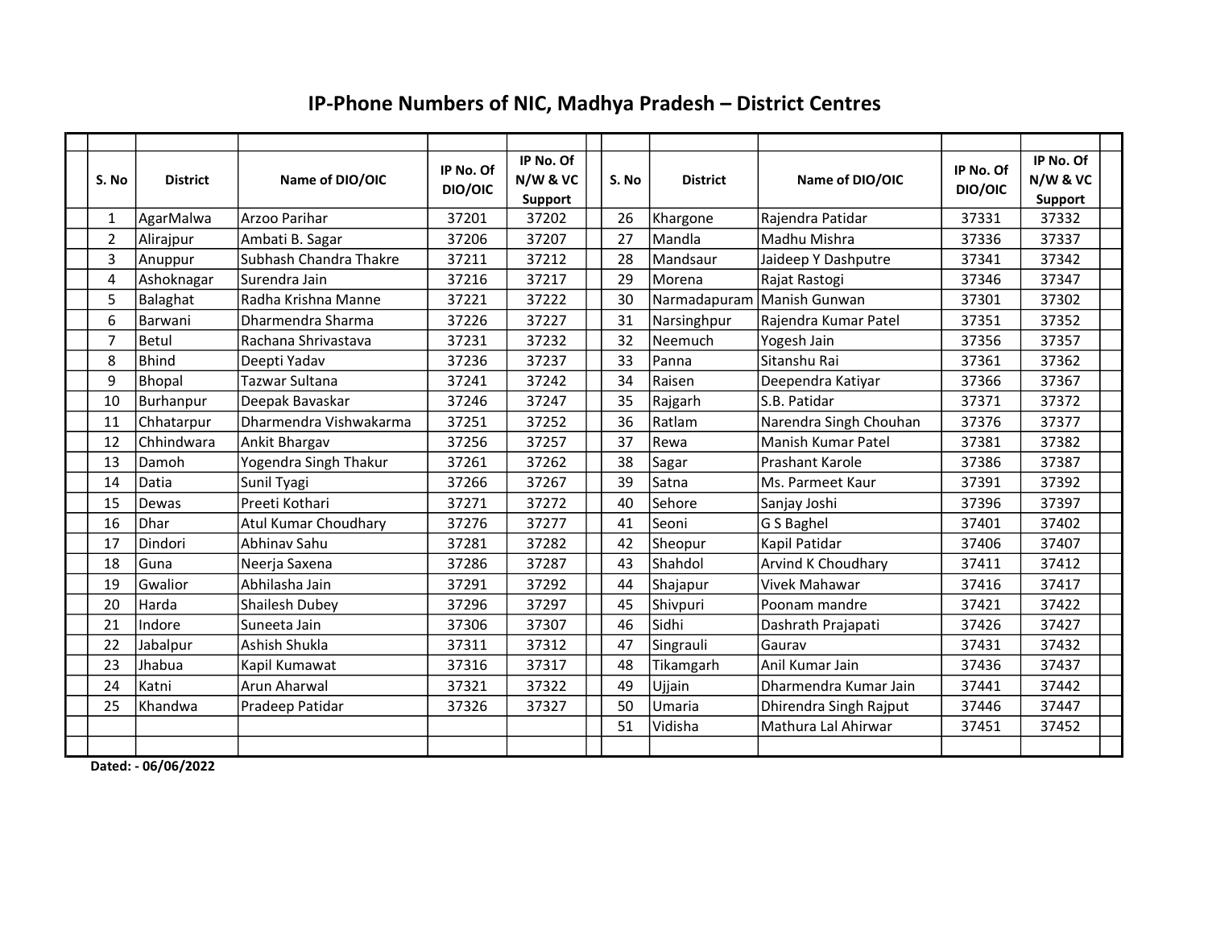# IP-Phone Numbers of NIC, Madhya Pradesh – District Centres

| S. No | District | Name of DIO/OIC | IP No. Of DIO/OIC | IP No. Of N/W & VC Support | S. No | District | Name of DIO/OIC | IP No. Of DIO/OIC | IP No. Of N/W & VC Support |
|---|---|---|---|---|---|---|---|---|---|
| 1 | AgarMalwa | Arzoo Parihar | 37201 | 37202 | 26 | Khargone | Rajendra Patidar | 37331 | 37332 |
| 2 | Alirajpur | Ambati B. Sagar | 37206 | 37207 | 27 | Mandla | Madhu Mishra | 37336 | 37337 |
| 3 | Anuppur | Subhash Chandra Thakre | 37211 | 37212 | 28 | Mandsaur | Jaideep Y Dashputre | 37341 | 37342 |
| 4 | Ashoknagar | Surendra Jain | 37216 | 37217 | 29 | Morena | Rajat Rastogi | 37346 | 37347 |
| 5 | Balaghat | Radha Krishna Manne | 37221 | 37222 | 30 | Narmadapuram | Manish Gunwan | 37301 | 37302 |
| 6 | Barwani | Dharmendra Sharma | 37226 | 37227 | 31 | Narsinghpur | Rajendra Kumar Patel | 37351 | 37352 |
| 7 | Betul | Rachana Shrivastava | 37231 | 37232 | 32 | Neemuch | Yogesh Jain | 37356 | 37357 |
| 8 | Bhind | Deepti Yadav | 37236 | 37237 | 33 | Panna | Sitanshu Rai | 37361 | 37362 |
| 9 | Bhopal | Tazwar Sultana | 37241 | 37242 | 34 | Raisen | Deependra Katiyar | 37366 | 37367 |
| 10 | Burhanpur | Deepak Bavaskar | 37246 | 37247 | 35 | Rajgarh | S.B. Patidar | 37371 | 37372 |
| 11 | Chhatarpur | Dharmendra Vishwakarma | 37251 | 37252 | 36 | Ratlam | Narendra Singh Chouhan | 37376 | 37377 |
| 12 | Chhindwara | Ankit Bhargav | 37256 | 37257 | 37 | Rewa | Manish Kumar Patel | 37381 | 37382 |
| 13 | Damoh | Yogendra Singh Thakur | 37261 | 37262 | 38 | Sagar | Prashant Karole | 37386 | 37387 |
| 14 | Datia | Sunil Tyagi | 37266 | 37267 | 39 | Satna | Ms. Parmeet Kaur | 37391 | 37392 |
| 15 | Dewas | Preeti Kothari | 37271 | 37272 | 40 | Sehore | Sanjay Joshi | 37396 | 37397 |
| 16 | Dhar | Atul Kumar Choudhary | 37276 | 37277 | 41 | Seoni | G S Baghel | 37401 | 37402 |
| 17 | Dindori | Abhinav Sahu | 37281 | 37282 | 42 | Sheopur | Kapil Patidar | 37406 | 37407 |
| 18 | Guna | Neerja Saxena | 37286 | 37287 | 43 | Shahdol | Arvind K Choudhary | 37411 | 37412 |
| 19 | Gwalior | Abhilasha Jain | 37291 | 37292 | 44 | Shajapur | Vivek Mahawar | 37416 | 37417 |
| 20 | Harda | Shailesh Dubey | 37296 | 37297 | 45 | Shivpuri | Poonam mandre | 37421 | 37422 |
| 21 | Indore | Suneeta Jain | 37306 | 37307 | 46 | Sidhi | Dashrath Prajapati | 37426 | 37427 |
| 22 | Jabalpur | Ashish Shukla | 37311 | 37312 | 47 | Singrauli | Gaurav | 37431 | 37432 |
| 23 | Jhabua | Kapil Kumawat | 37316 | 37317 | 48 | Tikamgarh | Anil Kumar Jain | 37436 | 37437 |
| 24 | Katni | Arun Aharwal | 37321 | 37322 | 49 | Ujjain | Dharmendra Kumar Jain | 37441 | 37442 |
| 25 | Khandwa | Pradeep Patidar | 37326 | 37327 | 50 | Umaria | Dhirendra Singh Rajput | 37446 | 37447 |
| | | | | | 51 | Vidisha | Mathura Lal Ahirwar | 37451 | 37452 |

**Dated: - 06/06/2022**